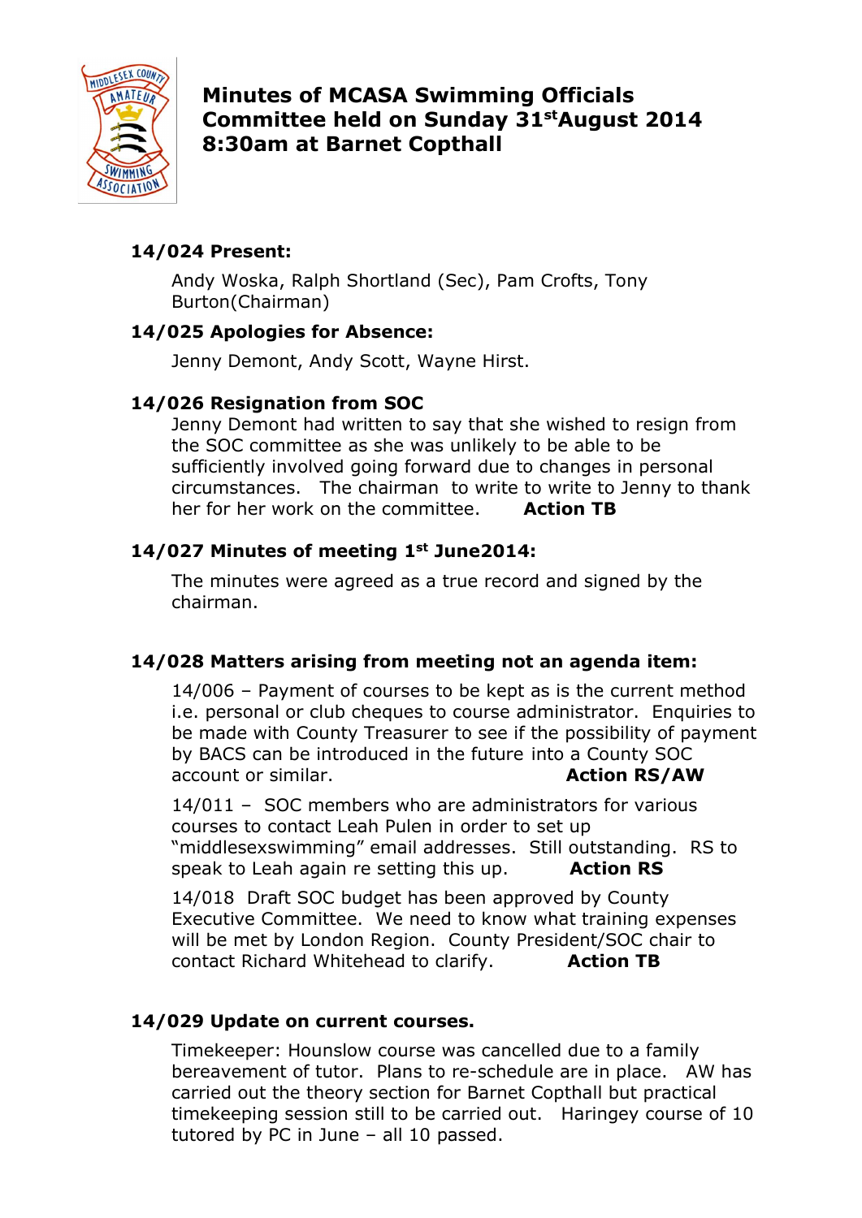# Minutes of MCASA Swimming Officials Committee held on Sunday 31st August 2014 8:30am at Barnet Copthall

### 14/024 Present:

Andy Woska, Ralph Shortland (Sec), Pam Crofts, Tony Burton(Chairman)

### 14/025 Apologies for Absence:

Jenny Demont, Andy Scott, Wayne Hirst.

### 14/026 Resignation from SOC

Jenny Demont had written to say that she wished to resign from the SOC committee as she was unlikely to be able to be sufficiently involved going forward due to changes in personal circumstances. The chairman to write to write to Jenny to thank her for her work on the committee. **Action TB**

### 14/027 Minutes of meeting 1st June2014:

The minutes were agreed as a true record and signed by the chairman.

### 14/028 Matters arising from meeting not an agenda item:

14/006 – Payment of courses to be kept as is the current method i.e. personal or club cheques to course administrator. Enquiries to be made with County Treasurer to see if the possibility of payment by BACS can be introduced in the future into a County SOC account or similar. **Action RS/AW**

14/011 – SOC members who are administrators for various courses to contact Leah Pulen in order to set up "middlesexswimming" email addresses. Still outstanding. RS to speak to Leah again re setting this up. **Action RS**

14/018 Draft SOC budget has been approved by County Executive Committee. We need to know what training expenses will be met by London Region. County President/SOC chair to contact Richard Whitehead to clarify. **Action TB**

### 14/029 Update on current courses.

Timekeeper: Hounslow course was cancelled due to a family bereavement of tutor. Plans to re-schedule are in place. AW has carried out the theory section for Barnet Copthall but practical timekeeping session still to be carried out. Haringey course of 10 tutored by PC in June – all 10 passed.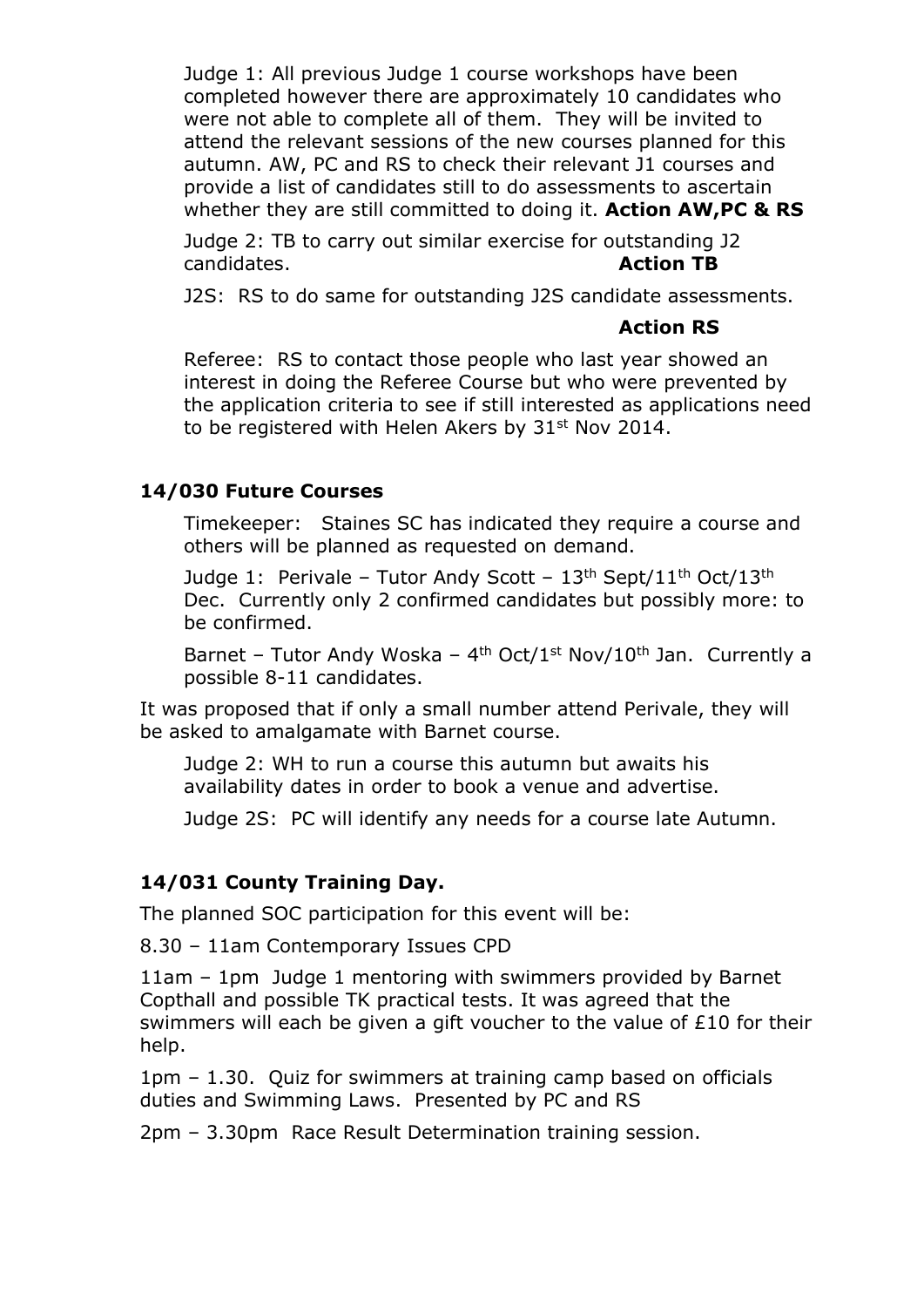Judge 1: All previous Judge 1 course workshops have been completed however there are approximately 10 candidates who were not able to complete all of them. They will be invited to attend the relevant sessions of the new courses planned for this autumn. AW, PC and RS to check their relevant J1 courses and provide a list of candidates still to do assessments to ascertain whether they are still committed to doing it. **Action AW,PC & RS**

Judge 2: TB to carry out similar exercise for outstanding J2 candidates. **Action TB**

J2S: RS to do same for outstanding J2S candidate assessments.

**Action RS**

Referee: RS to contact those people who last year showed an interest in doing the Referee Course but who were prevented by the application criteria to see if still interested as applications need to be registered with Helen Akers by 31st Nov 2014.

### 14/030 Future Courses

Timekeeper: Staines SC has indicated they require a course and others will be planned as requested on demand.

Judge 1: Perivale – Tutor Andy Scott – 13th Sept/11th Oct/13th Dec. Currently only 2 confirmed candidates but possibly more: to be confirmed.

Barnet – Tutor Andy Woska – 4th Oct/1st Nov/10th Jan. Currently a possible 8-11 candidates.

It was proposed that if only a small number attend Perivale, they will be asked to amalgamate with Barnet course.

Judge 2: WH to run a course this autumn but awaits his availability dates in order to book a venue and advertise.

Judge 2S: PC will identify any needs for a course late Autumn.

### 14/031 County Training Day.

The planned SOC participation for this event will be:

8.30 – 11am Contemporary Issues CPD

11am – 1pm Judge 1 mentoring with swimmers provided by Barnet Copthall and possible TK practical tests. It was agreed that the swimmers will each be given a gift voucher to the value of £10 for their help.

1pm – 1.30. Quiz for swimmers at training camp based on officials duties and Swimming Laws. Presented by PC and RS

2pm – 3.30pm Race Result Determination training session.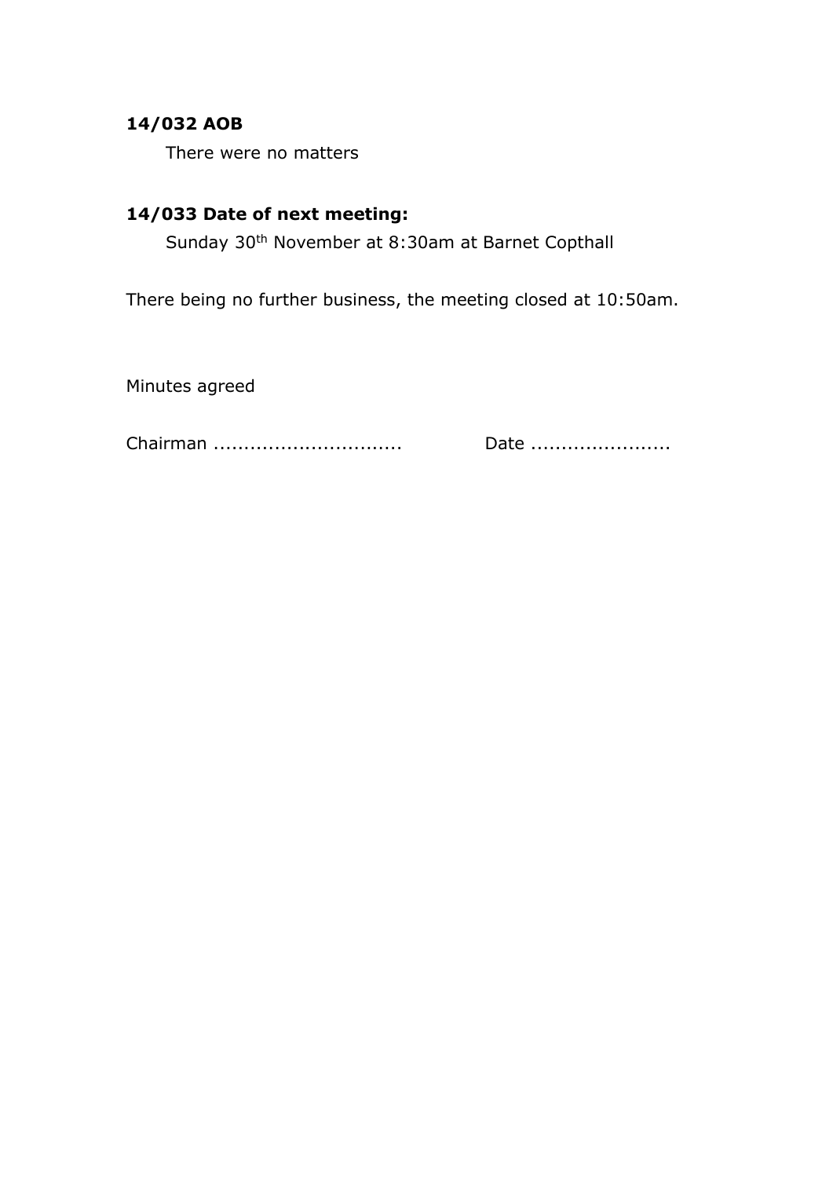**14/032 AOB**

There were no matters

**14/033 Date of next meeting:**

Sunday 30th November at 8:30am at Barnet Copthall

There being no further business, the meeting closed at 10:50am.

Minutes agreed

Chairman ............................... Date .......................